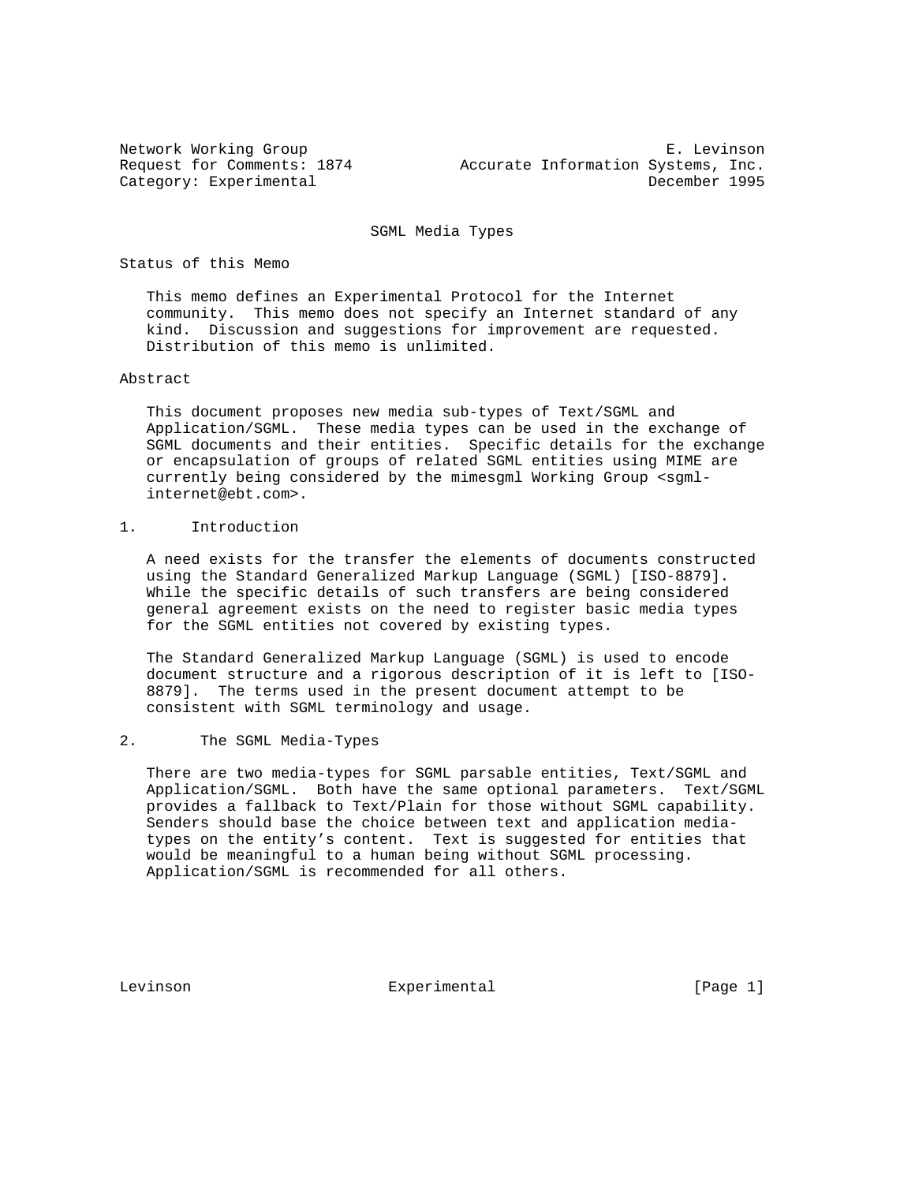Network Working Group E. Levinson
Request for Comments: 1874 Accurate Information Systems, Inc.
Category: Experimental December 1995

# SGML Media Types

## Status of this Memo

This memo defines an Experimental Protocol for the Internet community. This memo does not specify an Internet standard of any kind. Discussion and suggestions for improvement are requested. Distribution of this memo is unlimited.

## Abstract

This document proposes new media sub-types of Text/SGML and Application/SGML. These media types can be used in the exchange of SGML documents and their entities. Specific details for the exchange or encapsulation of groups of related SGML entities using MIME are currently being considered by the mimesgml Working Group <sgml-internet@ebt.com>.

## 1. Introduction

A need exists for the transfer the elements of documents constructed using the Standard Generalized Markup Language (SGML) [ISO-8879]. While the specific details of such transfers are being considered general agreement exists on the need to register basic media types for the SGML entities not covered by existing types.

The Standard Generalized Markup Language (SGML) is used to encode document structure and a rigorous description of it is left to [ISO-8879]. The terms used in the present document attempt to be consistent with SGML terminology and usage.

## 2. The SGML Media-Types

There are two media-types for SGML parsable entities, Text/SGML and Application/SGML. Both have the same optional parameters. Text/SGML provides a fallback to Text/Plain for those without SGML capability. Senders should base the choice between text and application media-types on the entity's content. Text is suggested for entities that would be meaningful to a human being without SGML processing. Application/SGML is recommended for all others.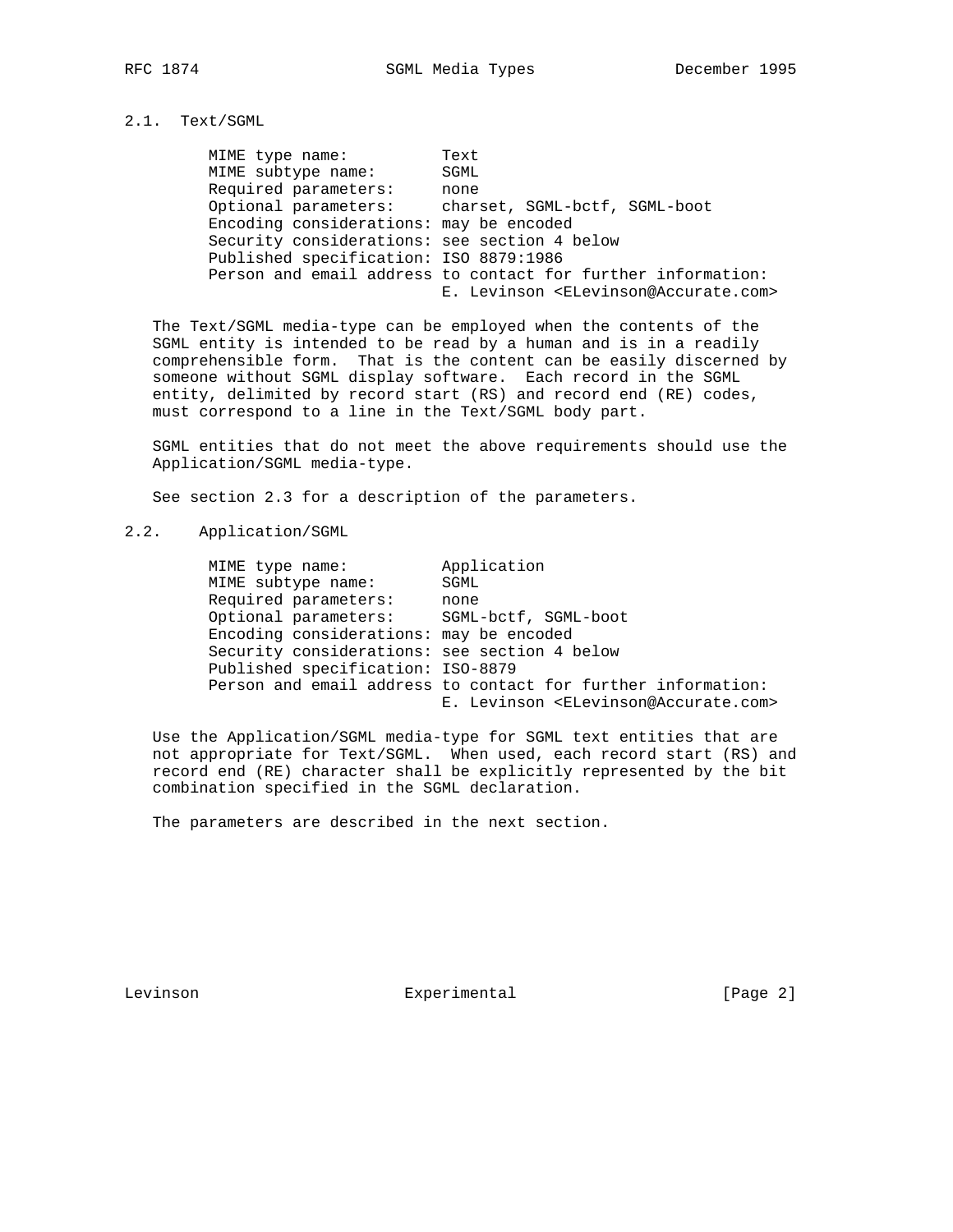## 2.1. Text/SGML

```
MIME type name:          Text
MIME subtype name:       SGML
Required parameters:     none
Optional parameters:     charset, SGML-bctf, SGML-boot
Encoding considerations: may be encoded
Security considerations: see section 4 below
Published specification: ISO 8879:1986
Person and email address to contact for further information:
                         E. Levinson <ELevinson@Accurate.com>
```

The Text/SGML media-type can be employed when the contents of the SGML entity is intended to be read by a human and is in a readily comprehensible form. That is the content can be easily discerned by someone without SGML display software. Each record in the SGML entity, delimited by record start (RS) and record end (RE) codes, must correspond to a line in the Text/SGML body part.

SGML entities that do not meet the above requirements should use the Application/SGML media-type.

See section 2.3 for a description of the parameters.

## 2.2. Application/SGML

```
MIME type name:          Application
MIME subtype name:       SGML
Required parameters:     none
Optional parameters:     SGML-bctf, SGML-boot
Encoding considerations: may be encoded
Security considerations: see section 4 below
Published specification: ISO-8879
Person and email address to contact for further information:
                         E. Levinson <ELevinson@Accurate.com>
```

Use the Application/SGML media-type for SGML text entities that are not appropriate for Text/SGML. When used, each record start (RS) and record end (RE) character shall be explicitly represented by the bit combination specified in the SGML declaration.

The parameters are described in the next section.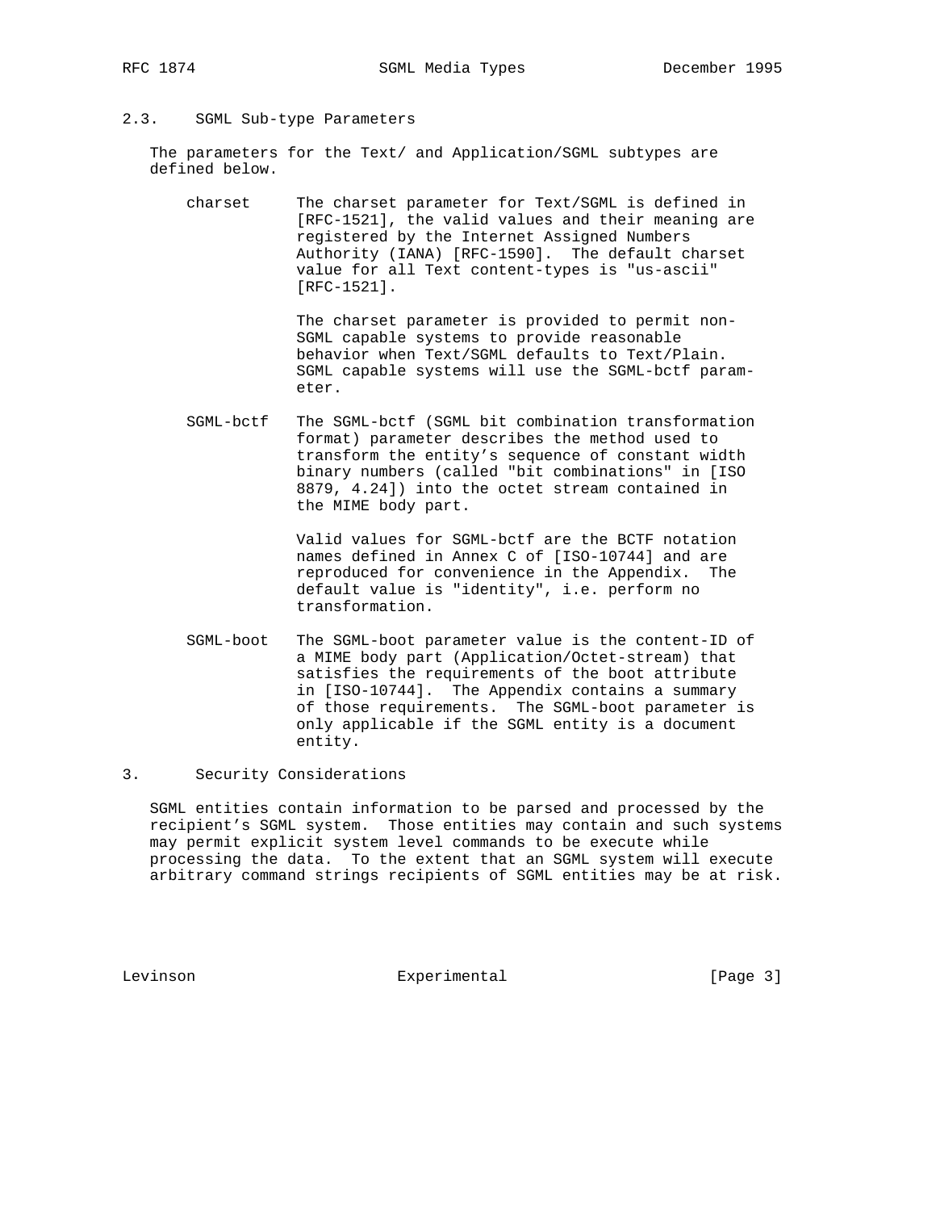## 2.3. SGML Sub-type Parameters

The parameters for the Text/ and Application/SGML subtypes are defined below.

charset

The charset parameter for Text/SGML is defined in [RFC-1521], the valid values and their meaning are registered by the Internet Assigned Numbers Authority (IANA) [RFC-1590]. The default charset value for all Text content-types is "us-ascii" [RFC-1521].

The charset parameter is provided to permit non-SGML capable systems to provide reasonable behavior when Text/SGML defaults to Text/Plain. SGML capable systems will use the SGML-bctf parameter.

SGML-bctf

The SGML-bctf (SGML bit combination transformation format) parameter describes the method used to transform the entity's sequence of constant width binary numbers (called "bit combinations" in [ISO 8879, 4.24]) into the octet stream contained in the MIME body part.

Valid values for SGML-bctf are the BCTF notation names defined in Annex C of [ISO-10744] and are reproduced for convenience in the Appendix. The default value is "identity", i.e. perform no transformation.

SGML-boot

The SGML-boot parameter value is the content-ID of a MIME body part (Application/Octet-stream) that satisfies the requirements of the boot attribute in [ISO-10744]. The Appendix contains a summary of those requirements. The SGML-boot parameter is only applicable if the SGML entity is a document entity.

# 3. Security Considerations

SGML entities contain information to be parsed and processed by the recipient's SGML system. Those entities may contain and such systems may permit explicit system level commands to be execute while processing the data. To the extent that an SGML system will execute arbitrary command strings recipients of SGML entities may be at risk.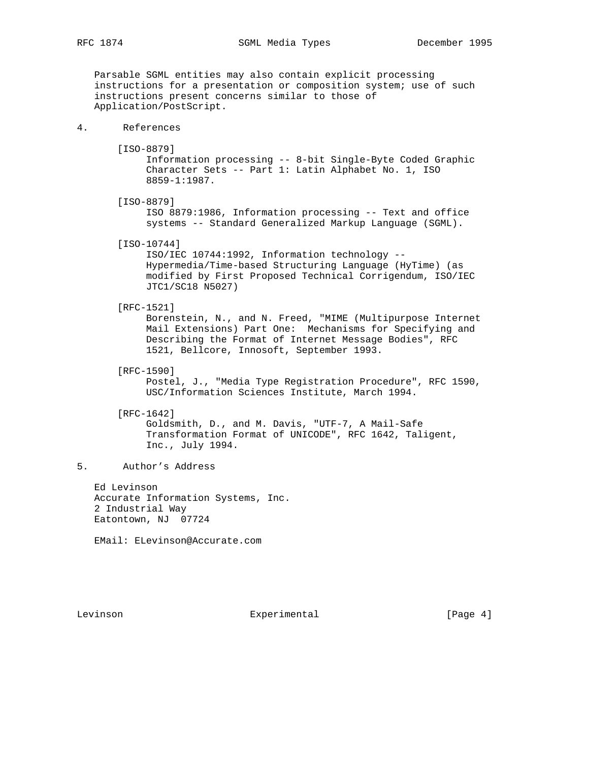Parsable SGML entities may also contain explicit processing instructions for a presentation or composition system; use of such instructions present concerns similar to those of Application/PostScript.

## 4. References

[ISO-8879]
Information processing -- 8-bit Single-Byte Coded Graphic Character Sets -- Part 1: Latin Alphabet No. 1, ISO 8859-1:1987.

[ISO-8879]
ISO 8879:1986, Information processing -- Text and office systems -- Standard Generalized Markup Language (SGML).

[ISO-10744]
ISO/IEC 10744:1992, Information technology -- Hypermedia/Time-based Structuring Language (HyTime) (as modified by First Proposed Technical Corrigendum, ISO/IEC JTC1/SC18 N5027)

[RFC-1521]
Borenstein, N., and N. Freed, "MIME (Multipurpose Internet Mail Extensions) Part One: Mechanisms for Specifying and Describing the Format of Internet Message Bodies", RFC 1521, Bellcore, Innosoft, September 1993.

[RFC-1590]
Postel, J., "Media Type Registration Procedure", RFC 1590, USC/Information Sciences Institute, March 1994.

[RFC-1642]
Goldsmith, D., and M. Davis, "UTF-7, A Mail-Safe Transformation Format of UNICODE", RFC 1642, Taligent, Inc., July 1994.

## 5. Author's Address

Ed Levinson
Accurate Information Systems, Inc.
2 Industrial Way
Eatontown, NJ 07724

EMail: ELevinson@Accurate.com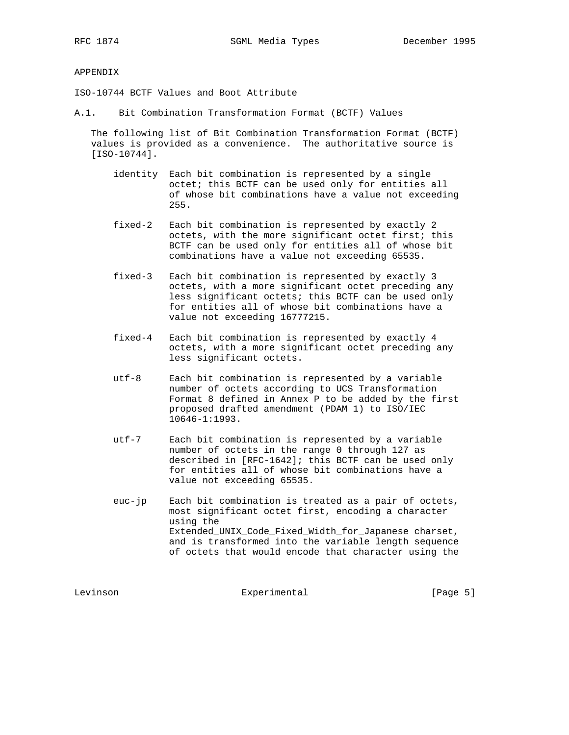# APPENDIX

## ISO-10744 BCTF Values and Boot Attribute

### A.1. Bit Combination Transformation Format (BCTF) Values

The following list of Bit Combination Transformation Format (BCTF) values is provided as a convenience. The authoritative source is [ISO-10744].

- **identity** Each bit combination is represented by a single octet; this BCTF can be used only for entities all of whose bit combinations have a value not exceeding 255.

- **fixed-2** Each bit combination is represented by exactly 2 octets, with the more significant octet first; this BCTF can be used only for entities all of whose bit combinations have a value not exceeding 65535.

- **fixed-3** Each bit combination is represented by exactly 3 octets, with a more significant octet preceding any less significant octets; this BCTF can be used only for entities all of whose bit combinations have a value not exceeding 16777215.

- **fixed-4** Each bit combination is represented by exactly 4 octets, with a more significant octet preceding any less significant octets.

- **utf-8** Each bit combination is represented by a variable number of octets according to UCS Transformation Format 8 defined in Annex P to be added by the first proposed drafted amendment (PDAM 1) to ISO/IEC 10646-1:1993.

- **utf-7** Each bit combination is represented by a variable number of octets in the range 0 through 127 as described in [RFC-1642]; this BCTF can be used only for entities all of whose bit combinations have a value not exceeding 65535.

- **euc-jp** Each bit combination is treated as a pair of octets, most significant octet first, encoding a character using the Extended_UNIX_Code_Fixed_Width_for_Japanese charset, and is transformed into the variable length sequence of octets that would encode that character using the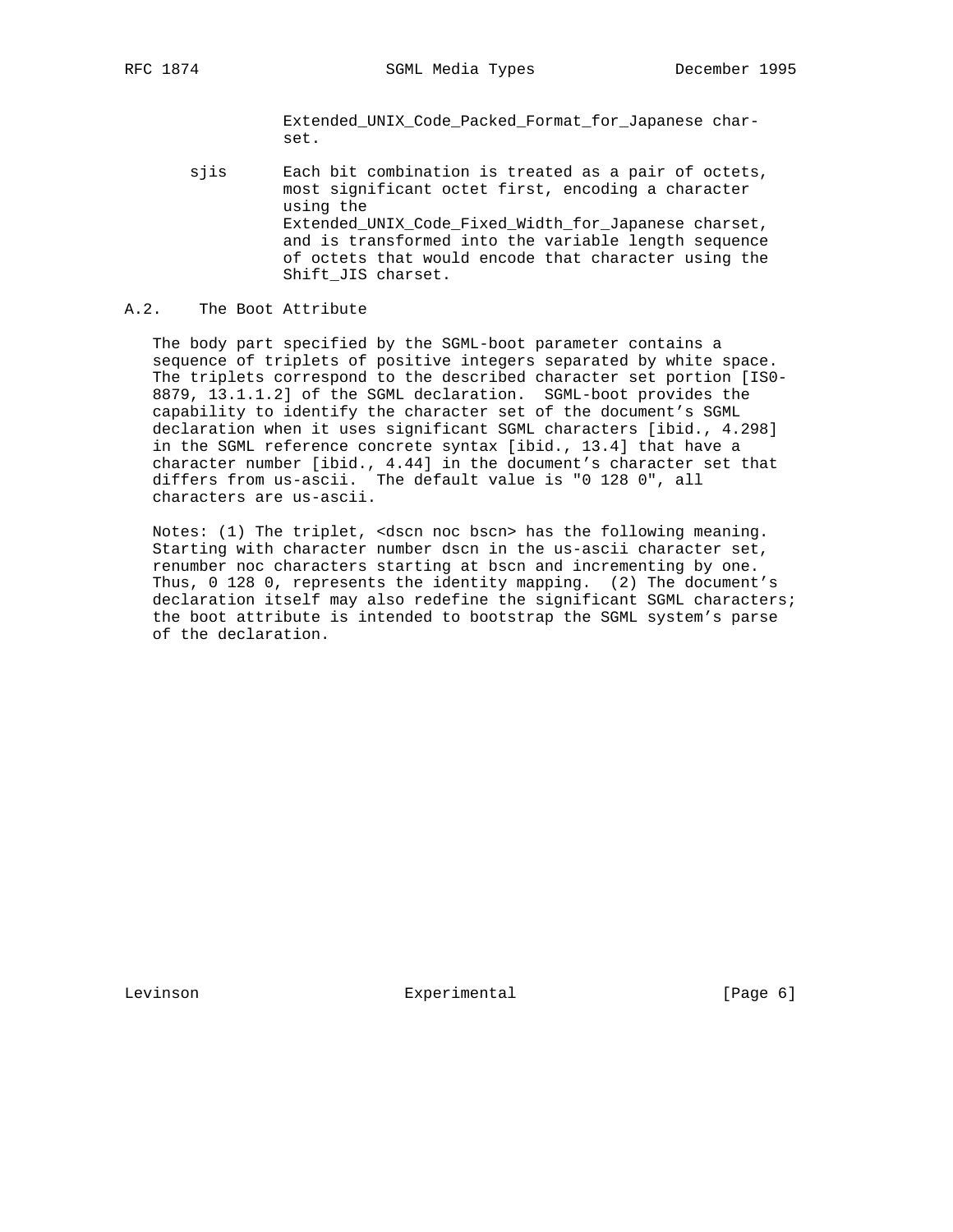Extended_UNIX_Code_Packed_Format_for_Japanese charset.

sjis
: Each bit combination is treated as a pair of octets, most significant octet first, encoding a character using the Extended_UNIX_Code_Fixed_Width_for_Japanese charset, and is transformed into the variable length sequence of octets that would encode that character using the Shift_JIS charset.

## A.2. The Boot Attribute

The body part specified by the SGML-boot parameter contains a sequence of triplets of positive integers separated by white space. The triplets correspond to the described character set portion [IS0-8879, 13.1.1.2] of the SGML declaration. SGML-boot provides the capability to identify the character set of the document's SGML declaration when it uses significant SGML characters [ibid., 4.298] in the SGML reference concrete syntax [ibid., 13.4] that have a character number [ibid., 4.44] in the document's character set that differs from us-ascii. The default value is "0 128 0", all characters are us-ascii.

Notes: (1) The triplet, <dscn noc bscn> has the following meaning. Starting with character number dscn in the us-ascii character set, renumber noc characters starting at bscn and incrementing by one. Thus, 0 128 0, represents the identity mapping. (2) The document's declaration itself may also redefine the significant SGML characters; the boot attribute is intended to bootstrap the SGML system's parse of the declaration.